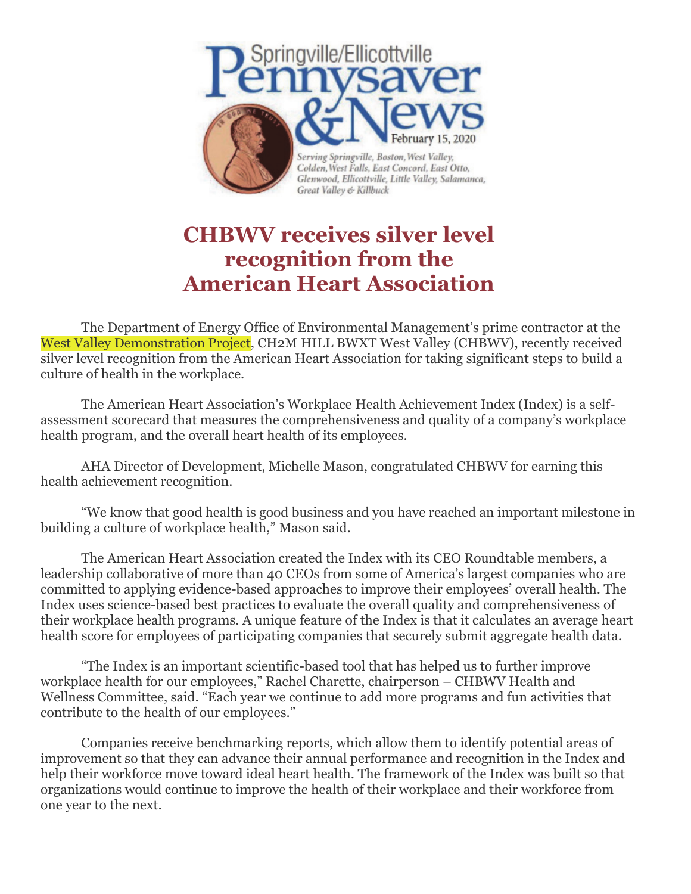Springville/Ellicottville
Pennysaver & News
February 15, 2020

*Serving Springville, Boston, West Valley, Colden, West Falls, East Concord, East Otto, Glenwood, Ellicottville, Little Valley, Salamanca, Great Valley & Killbuck*

# CHBWV receives silver level recognition from the American Heart Association

The Department of Energy Office of Environmental Management's prime contractor at the West Valley Demonstration Project, CH2M HILL BWXT West Valley (CHBWV), recently received silver level recognition from the American Heart Association for taking significant steps to build a culture of health in the workplace.

The American Heart Association's Workplace Health Achievement Index (Index) is a self-assessment scorecard that measures the comprehensiveness and quality of a company's workplace health program, and the overall heart health of its employees.

AHA Director of Development, Michelle Mason, congratulated CHBWV for earning this health achievement recognition.

"We know that good health is good business and you have reached an important milestone in building a culture of workplace health," Mason said.

The American Heart Association created the Index with its CEO Roundtable members, a leadership collaborative of more than 40 CEOs from some of America's largest companies who are committed to applying evidence-based approaches to improve their employees' overall health. The Index uses science-based best practices to evaluate the overall quality and comprehensiveness of their workplace health programs. A unique feature of the Index is that it calculates an average heart health score for employees of participating companies that securely submit aggregate health data.

"The Index is an important scientific-based tool that has helped us to further improve workplace health for our employees," Rachel Charette, chairperson – CHBWV Health and Wellness Committee, said. "Each year we continue to add more programs and fun activities that contribute to the health of our employees."

Companies receive benchmarking reports, which allow them to identify potential areas of improvement so that they can advance their annual performance and recognition in the Index and help their workforce move toward ideal heart health. The framework of the Index was built so that organizations would continue to improve the health of their workplace and their workforce from one year to the next.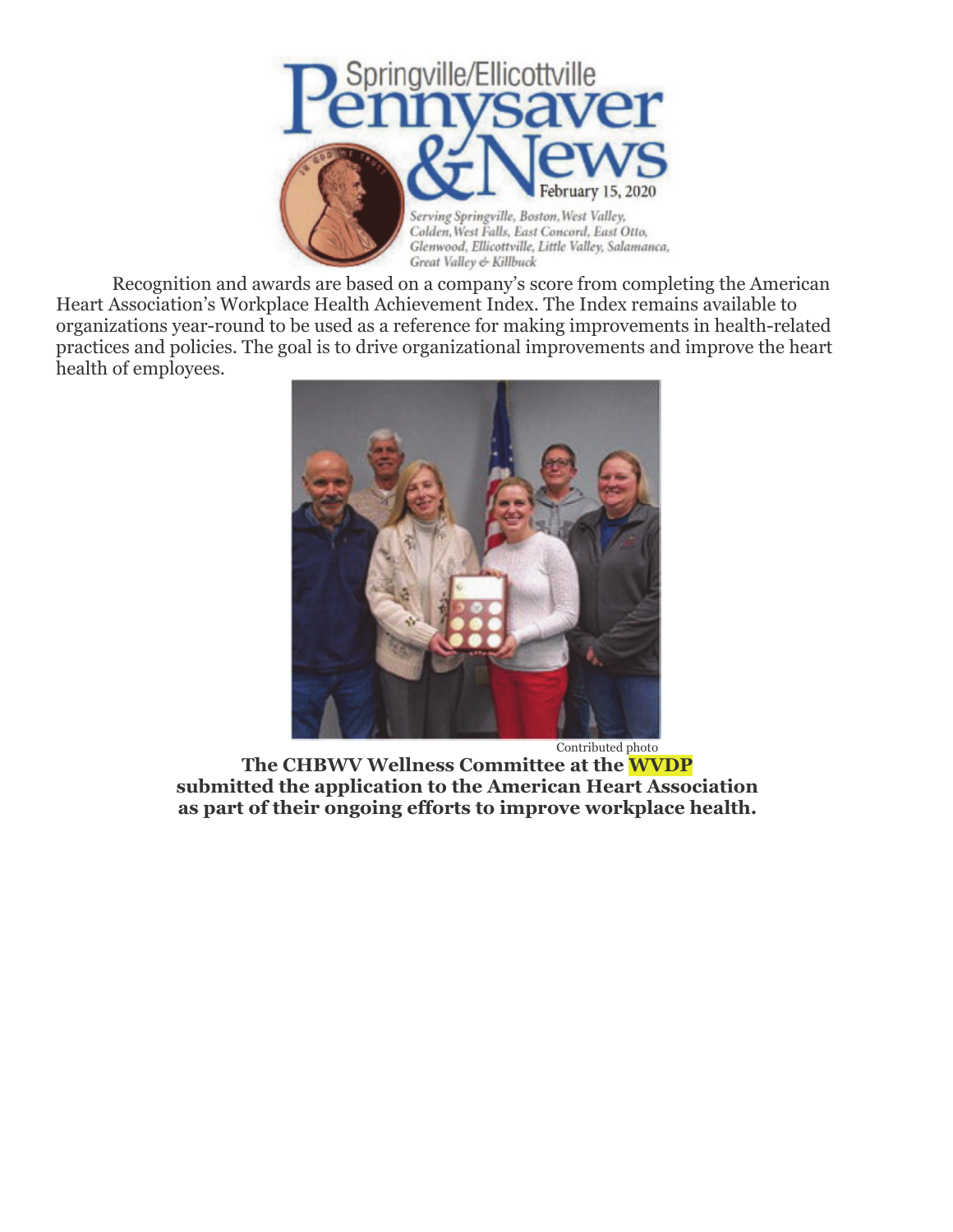Springville/Ellicottville Pennysaver & News

February 15, 2020

*Serving Springville, Boston, West Valley, Colden, West Falls, East Concord, East Otto, Glenwood, Ellicottville, Little Valley, Salamanca, Great Valley & Killbuck*

Recognition and awards are based on a company's score from completing the American Heart Association's Workplace Health Achievement Index. The Index remains available to organizations year-round to be used as a reference for making improvements in health-related practices and policies. The goal is to drive organizational improvements and improve the heart health of employees.

Contributed photo

**The CHBWV Wellness Committee at the WVDP submitted the application to the American Heart Association as part of their ongoing efforts to improve workplace health.**